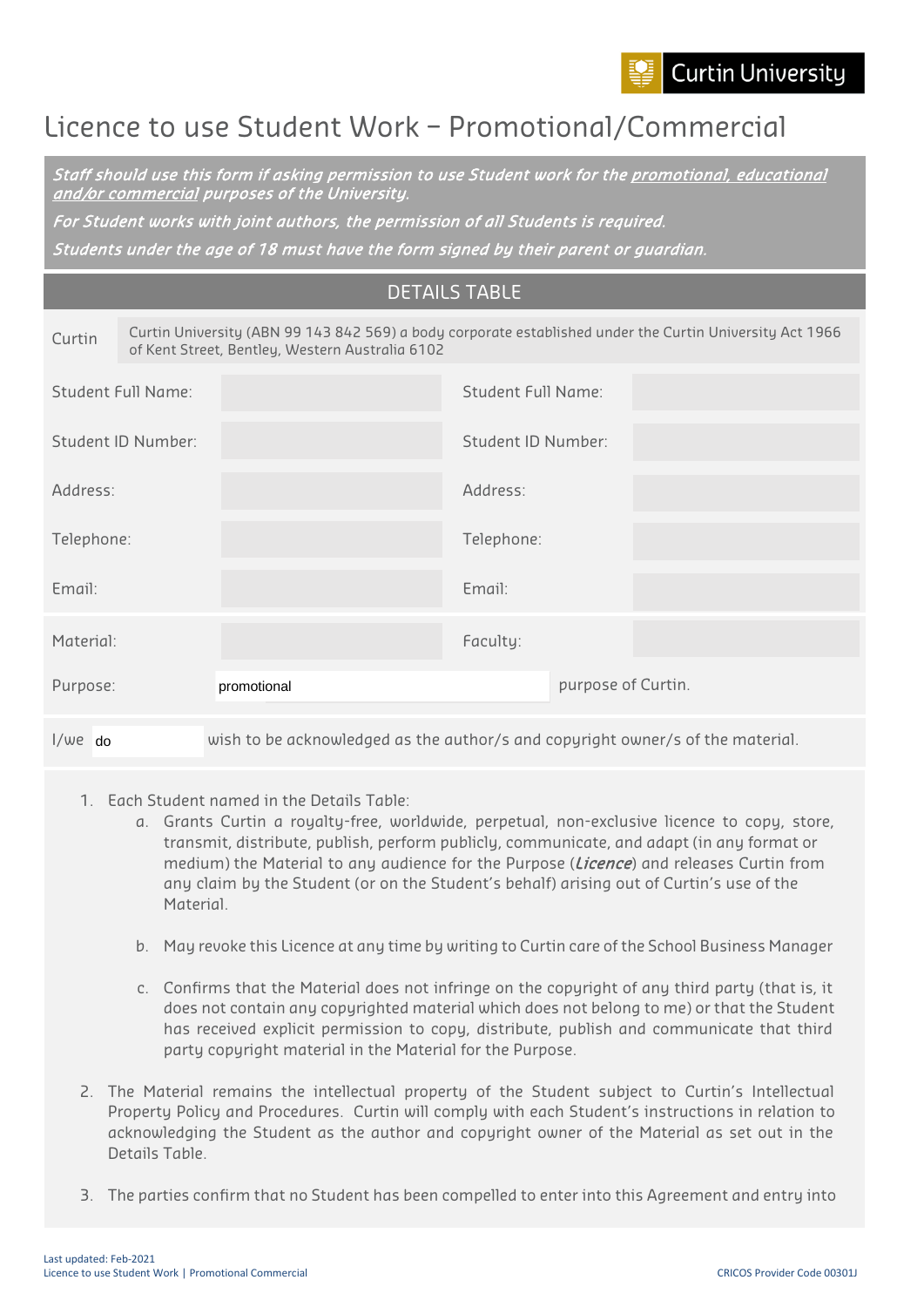Curtin University

# Licence to use Student Work – Promotional/Commercial

*Staff should use this form if asking permission to use Student work for the promotional, educational and/or commercial purposes of the University.*

*For Student works with joint authors, the permission of all Students is required.*

*Students under the age of 18 must have the form signed by their parent or guardian.*

## DETAILS TABLE

| Curtin | Curtin University (ABN 99 143 842 569) a body corporate established under the Curtin University Act 1966 of Kent Street, Bentley, Western Australia 6102 | | |
|---|---|---|---|
| Student Full Name: | | Student Full Name: | |
| Student ID Number: | | Student ID Number: | |
| Address: | | Address: | |
| Telephone: | | Telephone: | |
| Email: | | Email: | |
| Material: | | Faculty: | |
| Purpose: | promotional | purpose of Curtin. | |

I/we do wish to be acknowledged as the author/s and copyright owner/s of the material.

1. Each Student named in the Details Table:
   a. Grants Curtin a royalty-free, worldwide, perpetual, non-exclusive licence to copy, store, transmit, distribute, publish, perform publicly, communicate, and adapt (in any format or medium) the Material to any audience for the Purpose (***Licence***) and releases Curtin from any claim by the Student (or on the Student's behalf) arising out of Curtin's use of the Material.
   b. May revoke this Licence at any time by writing to Curtin care of the School Business Manager
   c. Confirms that the Material does not infringe on the copyright of any third party (that is, it does not contain any copyrighted material which does not belong to me) or that the Student has received explicit permission to copy, distribute, publish and communicate that third party copyright material in the Material for the Purpose.
2. The Material remains the intellectual property of the Student subject to Curtin's Intellectual Property Policy and Procedures. Curtin will comply with each Student's instructions in relation to acknowledging the Student as the author and copyright owner of the Material as set out in the Details Table.
3. The parties confirm that no Student has been compelled to enter into this Agreement and entry into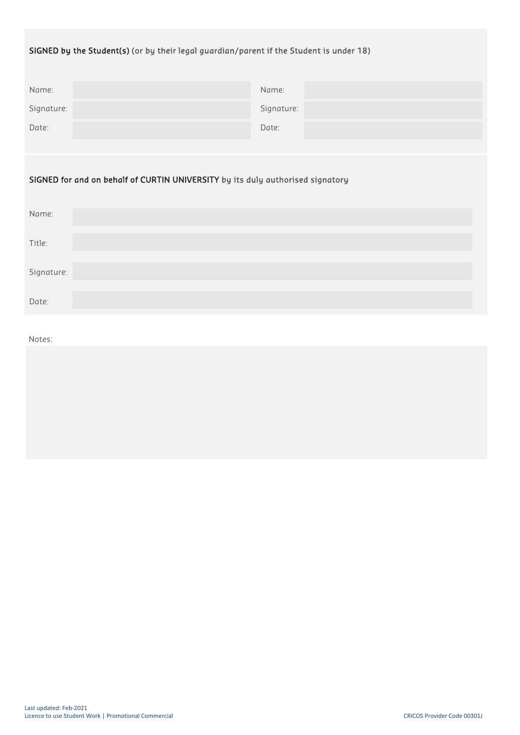**SIGNED by the Student(s)** (or by their legal guardian/parent if the Student is under 18)

| | | | |
|---|---|---|---|
| Name: | | Name: | |
| Signature: | | Signature: | |
| Date: | | Date: | |

**SIGNED for and on behalf of CURTIN UNIVERSITY** by its duly authorised signatory

| | |
|---|---|
| Name: | |
| Title: | |
| Signature: | |
| Date: | |

Notes: